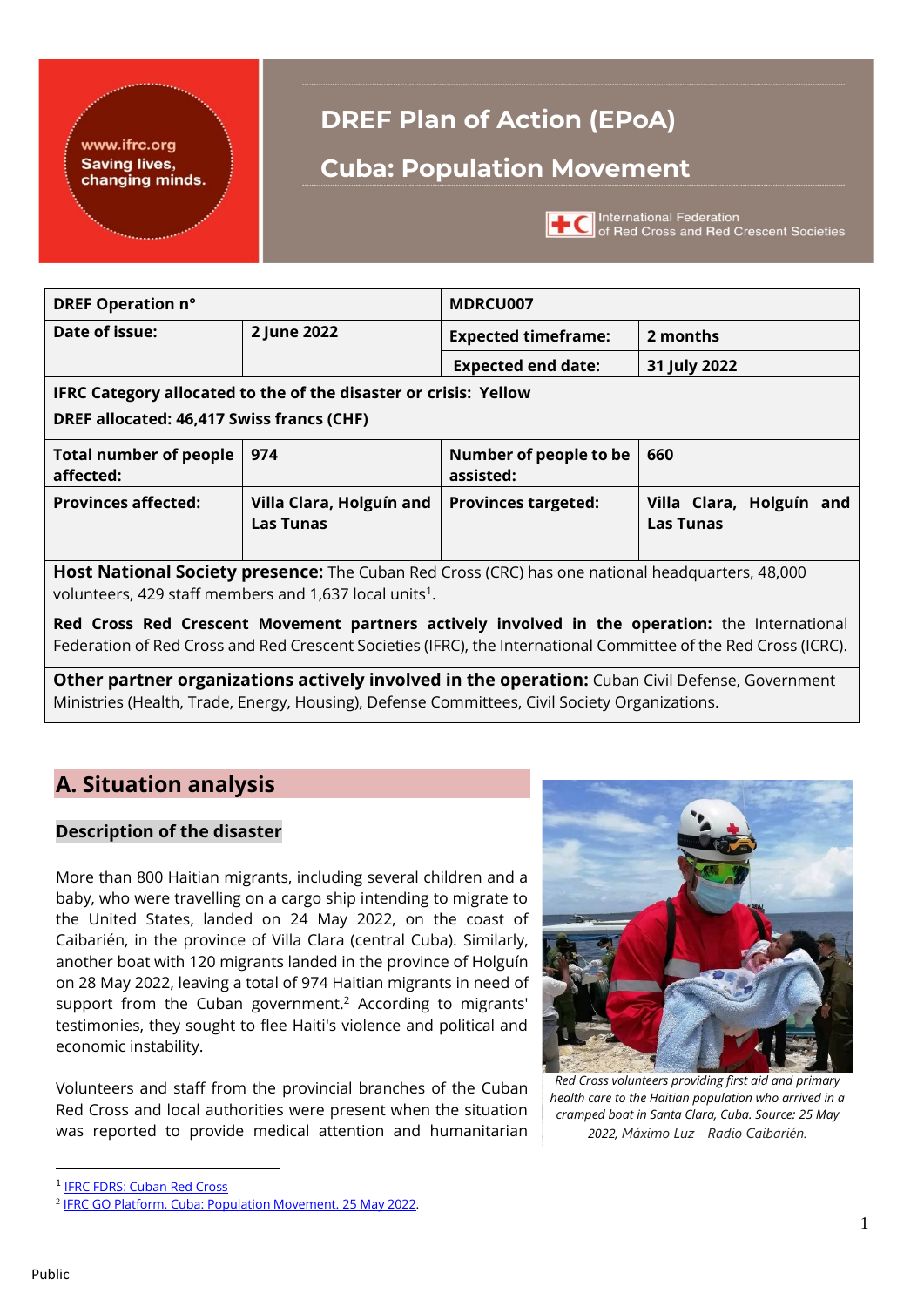# DREF Plan of Action (EPoA)

# Cuba: Population Movement

| DREF Operation n° | | MDRCU007 | |
|---|---|---|---|
| Date of issue: | 2 June 2022 | Expected timeframe: | 2 months |
| | | Expected end date: | 31 July 2022 |
| IFRC Category allocated to the of the disaster or crisis: Yellow | | | |
| DREF allocated: 46,417 Swiss francs (CHF) | | | |
| Total number of people affected: | 974 | Number of people to be assisted: | 660 |
| Provinces affected: | Villa Clara, Holguín and Las Tunas | Provinces targeted: | Villa Clara, Holguín and Las Tunas |
| **Host National Society presence:** The Cuban Red Cross (CRC) has one national headquarters, 48,000 volunteers, 429 staff members and 1,637 local units[1]. | | | |
| **Red Cross Red Crescent Movement partners actively involved in the operation:** the International Federation of Red Cross and Red Crescent Societies (IFRC), the International Committee of the Red Cross (ICRC). | | | |
| **Other partner organizations actively involved in the operation:** Cuban Civil Defense, Government Ministries (Health, Trade, Energy, Housing), Defense Committees, Civil Society Organizations. | | | |

## A. Situation analysis

### Description of the disaster

More than 800 Haitian migrants, including several children and a baby, who were travelling on a cargo ship intending to migrate to the United States, landed on 24 May 2022, on the coast of Caibarién, in the province of Villa Clara (central Cuba). Similarly, another boat with 120 migrants landed in the province of Holguín on 28 May 2022, leaving a total of 974 Haitian migrants in need of support from the Cuban government.[2] According to migrants' testimonies, they sought to flee Haiti's violence and political and economic instability.

Volunteers and staff from the provincial branches of the Cuban Red Cross and local authorities were present when the situation was reported to provide medical attention and humanitarian

*Red Cross volunteers providing first aid and primary health care to the Haitian population who arrived in a cramped boat in Santa Clara, Cuba. Source: 25 May 2022, Máximo Luz - Radio Caibarién.*

[1] IFRC FDRS: Cuban Red Cross

[2] IFRC GO Platform. Cuba: Population Movement. 25 May 2022.

Public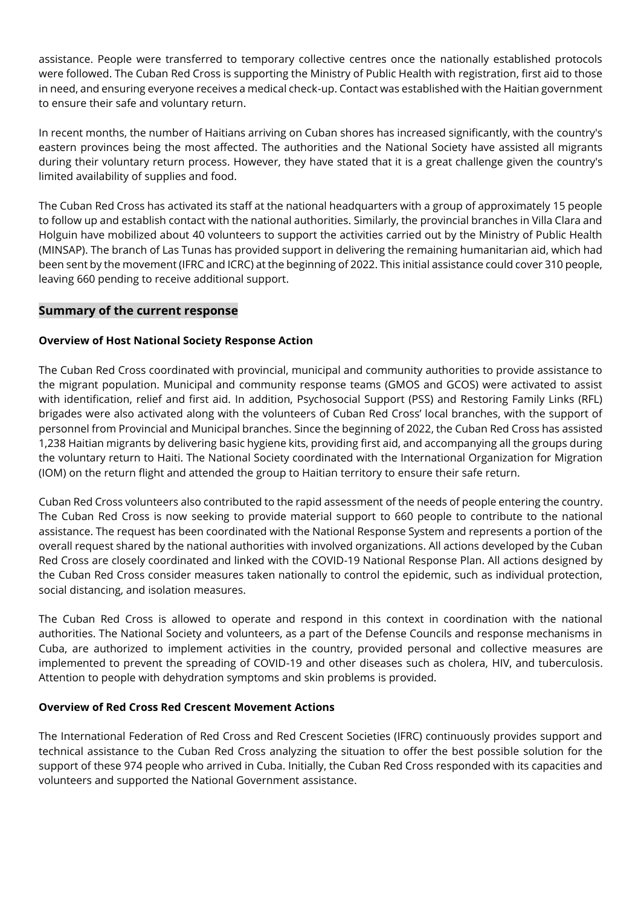assistance. People were transferred to temporary collective centres once the nationally established protocols were followed. The Cuban Red Cross is supporting the Ministry of Public Health with registration, first aid to those in need, and ensuring everyone receives a medical check-up. Contact was established with the Haitian government to ensure their safe and voluntary return.

In recent months, the number of Haitians arriving on Cuban shores has increased significantly, with the country's eastern provinces being the most affected. The authorities and the National Society have assisted all migrants during their voluntary return process. However, they have stated that it is a great challenge given the country's limited availability of supplies and food.

The Cuban Red Cross has activated its staff at the national headquarters with a group of approximately 15 people to follow up and establish contact with the national authorities. Similarly, the provincial branches in Villa Clara and Holguin have mobilized about 40 volunteers to support the activities carried out by the Ministry of Public Health (MINSAP). The branch of Las Tunas has provided support in delivering the remaining humanitarian aid, which had been sent by the movement (IFRC and ICRC) at the beginning of 2022. This initial assistance could cover 310 people, leaving 660 pending to receive additional support.

## Summary of the current response

### Overview of Host National Society Response Action

The Cuban Red Cross coordinated with provincial, municipal and community authorities to provide assistance to the migrant population. Municipal and community response teams (GMOS and GCOS) were activated to assist with identification, relief and first aid. In addition, Psychosocial Support (PSS) and Restoring Family Links (RFL) brigades were also activated along with the volunteers of Cuban Red Cross' local branches, with the support of personnel from Provincial and Municipal branches. Since the beginning of 2022, the Cuban Red Cross has assisted 1,238 Haitian migrants by delivering basic hygiene kits, providing first aid, and accompanying all the groups during the voluntary return to Haiti. The National Society coordinated with the International Organization for Migration (IOM) on the return flight and attended the group to Haitian territory to ensure their safe return.

Cuban Red Cross volunteers also contributed to the rapid assessment of the needs of people entering the country. The Cuban Red Cross is now seeking to provide material support to 660 people to contribute to the national assistance. The request has been coordinated with the National Response System and represents a portion of the overall request shared by the national authorities with involved organizations. All actions developed by the Cuban Red Cross are closely coordinated and linked with the COVID-19 National Response Plan. All actions designed by the Cuban Red Cross consider measures taken nationally to control the epidemic, such as individual protection, social distancing, and isolation measures.

The Cuban Red Cross is allowed to operate and respond in this context in coordination with the national authorities. The National Society and volunteers, as a part of the Defense Councils and response mechanisms in Cuba, are authorized to implement activities in the country, provided personal and collective measures are implemented to prevent the spreading of COVID-19 and other diseases such as cholera, HIV, and tuberculosis. Attention to people with dehydration symptoms and skin problems is provided.

### Overview of Red Cross Red Crescent Movement Actions

The International Federation of Red Cross and Red Crescent Societies (IFRC) continuously provides support and technical assistance to the Cuban Red Cross analyzing the situation to offer the best possible solution for the support of these 974 people who arrived in Cuba. Initially, the Cuban Red Cross responded with its capacities and volunteers and supported the National Government assistance.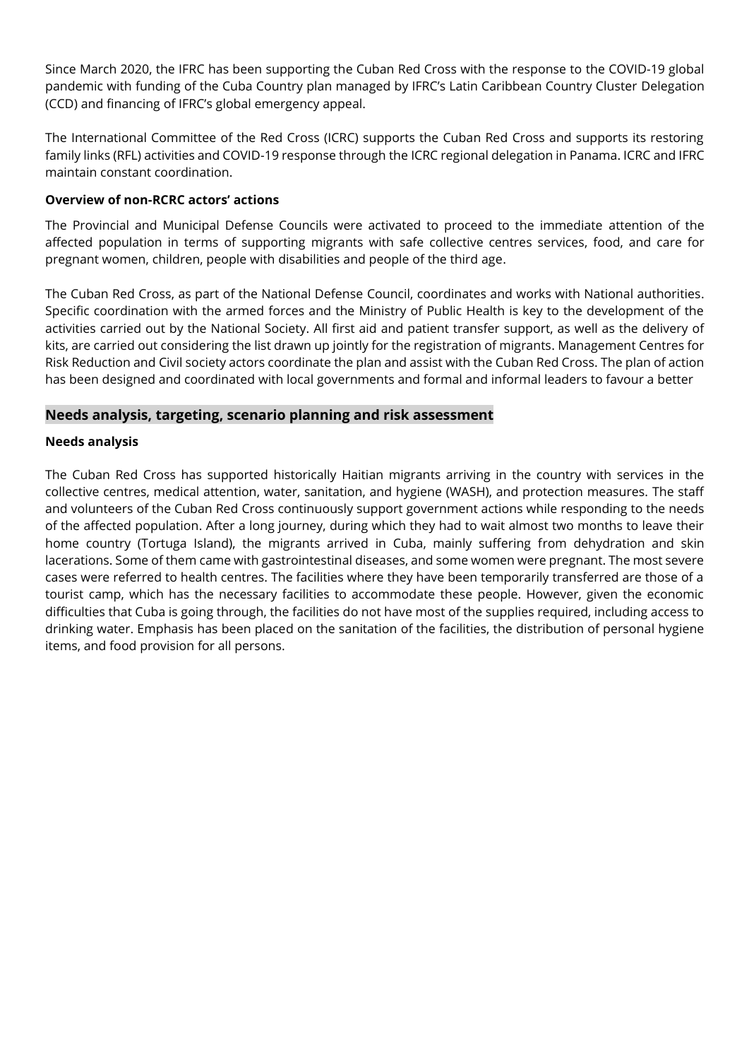Since March 2020, the IFRC has been supporting the Cuban Red Cross with the response to the COVID-19 global pandemic with funding of the Cuba Country plan managed by IFRC's Latin Caribbean Country Cluster Delegation (CCD) and financing of IFRC's global emergency appeal.

The International Committee of the Red Cross (ICRC) supports the Cuban Red Cross and supports its restoring family links (RFL) activities and COVID-19 response through the ICRC regional delegation in Panama. ICRC and IFRC maintain constant coordination.

**Overview of non-RCRC actors' actions**

The Provincial and Municipal Defense Councils were activated to proceed to the immediate attention of the affected population in terms of supporting migrants with safe collective centres services, food, and care for pregnant women, children, people with disabilities and people of the third age.

The Cuban Red Cross, as part of the National Defense Council, coordinates and works with National authorities. Specific coordination with the armed forces and the Ministry of Public Health is key to the development of the activities carried out by the National Society. All first aid and patient transfer support, as well as the delivery of kits, are carried out considering the list drawn up jointly for the registration of migrants. Management Centres for Risk Reduction and Civil society actors coordinate the plan and assist with the Cuban Red Cross. The plan of action has been designed and coordinated with local governments and formal and informal leaders to favour a better

## Needs analysis, targeting, scenario planning and risk assessment

**Needs analysis**

The Cuban Red Cross has supported historically Haitian migrants arriving in the country with services in the collective centres, medical attention, water, sanitation, and hygiene (WASH), and protection measures. The staff and volunteers of the Cuban Red Cross continuously support government actions while responding to the needs of the affected population. After a long journey, during which they had to wait almost two months to leave their home country (Tortuga Island), the migrants arrived in Cuba, mainly suffering from dehydration and skin lacerations. Some of them came with gastrointestinal diseases, and some women were pregnant. The most severe cases were referred to health centres. The facilities where they have been temporarily transferred are those of a tourist camp, which has the necessary facilities to accommodate these people. However, given the economic difficulties that Cuba is going through, the facilities do not have most of the supplies required, including access to drinking water. Emphasis has been placed on the sanitation of the facilities, the distribution of personal hygiene items, and food provision for all persons.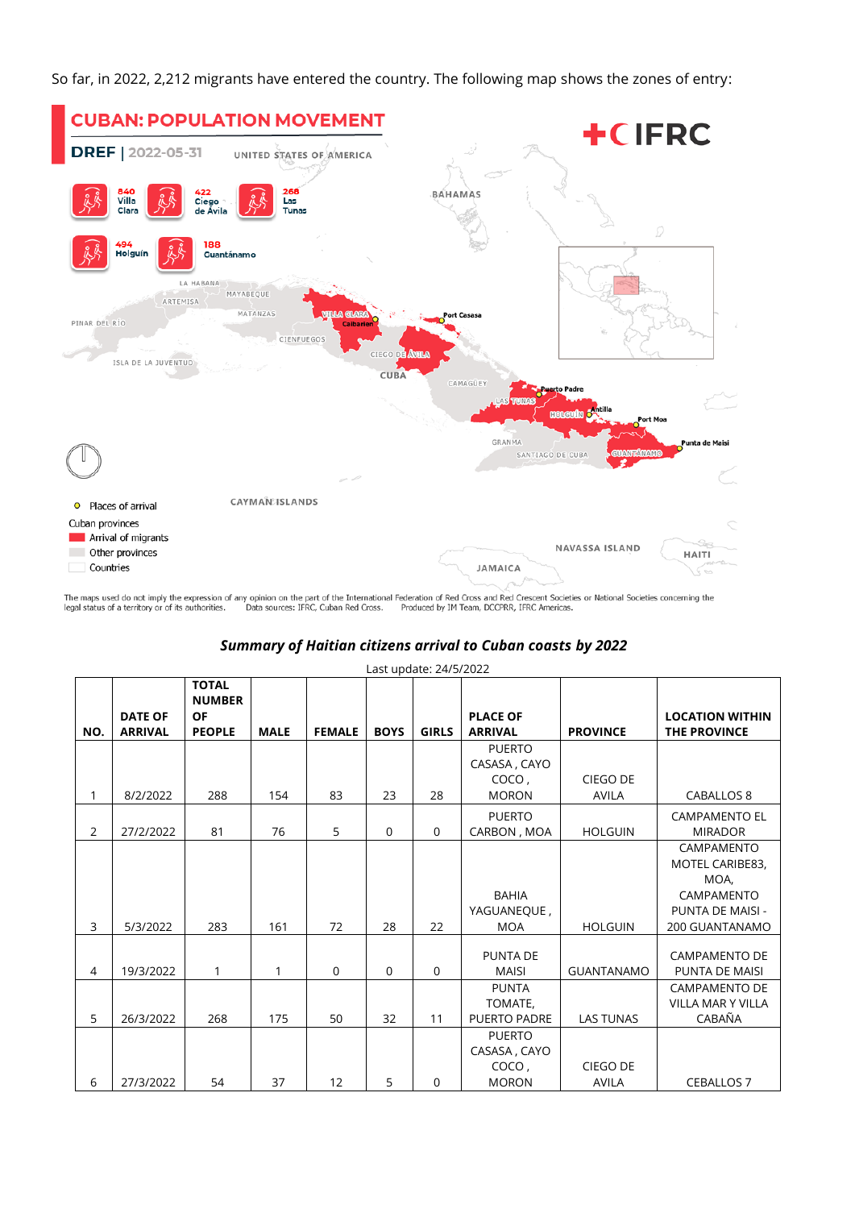So far, in 2022, 2,212 migrants have entered the country. The following map shows the zones of entry:

**CUBAN: POPULATION MOVEMENT**

**DREF** | 2022-05-31

840 Villa Clara

422 Ciego de Ávila

268 Las Tunas

494 Holguín

188 Guantánamo

Places of arrival: Caibarién, Port Casasa, Puerto Padre, Antilla, Port Moa, Punta de Maisi

Legend: Places of arrival; Cuban provinces; Arrival of migrants; Other provinces; Countries

The maps used do not imply the expression of any opinion on the part of the International Federation of Red Cross and Red Crescent Societies or National Societies concerning the legal status of a territory or of its authorities. Data sources: IFRC, Cuban Red Cross. Produced by IM Team, DCCPRR, IFRC Americas.

***Summary of Haitian citizens arrival to Cuban coasts by 2022***

Last update: 24/5/2022

| NO. | DATE OF ARRIVAL | TOTAL NUMBER OF PEOPLE | MALE | FEMALE | BOYS | GIRLS | PLACE OF ARRIVAL | PROVINCE | LOCATION WITHIN THE PROVINCE |
|---|---|---|---|---|---|---|---|---|---|
| 1 | 8/2/2022 | 288 | 154 | 83 | 23 | 28 | PUERTO CASASA , CAYO COCO , MORON | CIEGO DE AVILA | CABALLOS 8 |
| 2 | 27/2/2022 | 81 | 76 | 5 | 0 | 0 | PUERTO CARBON , MOA | HOLGUIN | CAMPAMENTO EL MIRADOR |
| 3 | 5/3/2022 | 283 | 161 | 72 | 28 | 22 | BAHIA YAGUANEQUE , MOA | HOLGUIN | CAMPAMENTO MOTEL CARIBE83, MOA, CAMPAMENTO PUNTA DE MAISI - 200 GUANTANAMO |
| 4 | 19/3/2022 | 1 | 1 | 0 | 0 | 0 | PUNTA DE MAISI | GUANTANAMO | CAMPAMENTO DE PUNTA DE MAISI |
| 5 | 26/3/2022 | 268 | 175 | 50 | 32 | 11 | PUNTA TOMATE, PUERTO PADRE | LAS TUNAS | CAMPAMENTO DE VILLA MAR Y VILLA CABAÑA |
| 6 | 27/3/2022 | 54 | 37 | 12 | 5 | 0 | PUERTO CASASA , CAYO COCO , MORON | CIEGO DE AVILA | CEBALLOS 7 |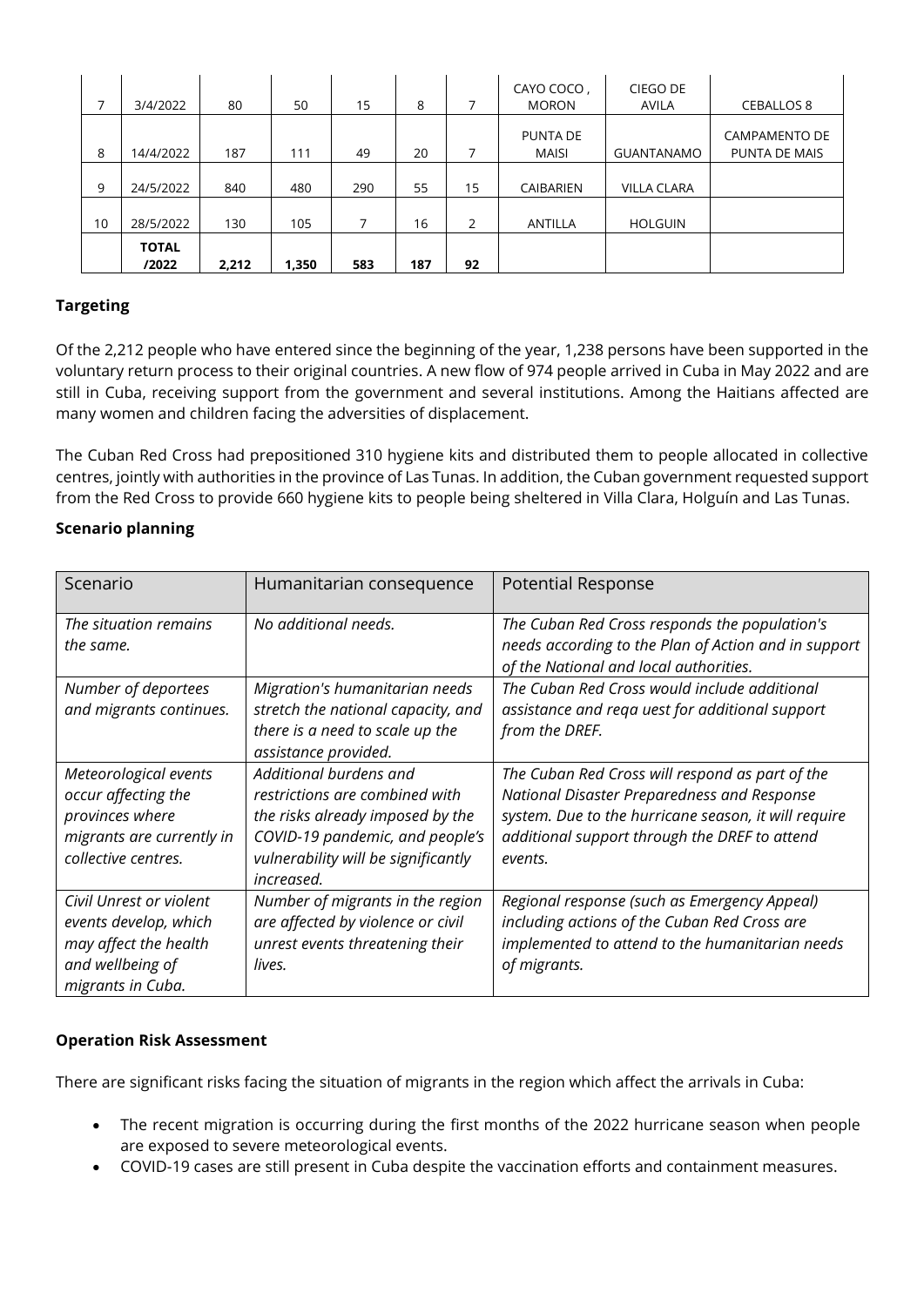| 7 | 3/4/2022 | 80 | 50 | 15 | 8 | 7 | CAYO COCO , MORON | CIEGO DE AVILA | CEBALLOS 8 |
|---|---|---|---|---|---|---|---|---|---|
| 8 | 14/4/2022 | 187 | 111 | 49 | 20 | 7 | PUNTA DE MAISI | GUANTANAMO | CAMPAMENTO DE PUNTA DE MAIS |
| 9 | 24/5/2022 | 840 | 480 | 290 | 55 | 15 | CAIBARIEN | VILLA CLARA | |
| 10 | 28/5/2022 | 130 | 105 | 7 | 16 | 2 | ANTILLA | HOLGUIN | |
| | **TOTAL /2022** | **2,212** | **1,350** | **583** | **187** | **92** | | | |

**Targeting**

Of the 2,212 people who have entered since the beginning of the year, 1,238 persons have been supported in the voluntary return process to their original countries. A new flow of 974 people arrived in Cuba in May 2022 and are still in Cuba, receiving support from the government and several institutions. Among the Haitians affected are many women and children facing the adversities of displacement.

The Cuban Red Cross had prepositioned 310 hygiene kits and distributed them to people allocated in collective centres, jointly with authorities in the province of Las Tunas. In addition, the Cuban government requested support from the Red Cross to provide 660 hygiene kits to people being sheltered in Villa Clara, Holguín and Las Tunas.

**Scenario planning**

| Scenario | Humanitarian consequence | Potential Response |
|---|---|---|
| *The situation remains the same.* | *No additional needs.* | *The Cuban Red Cross responds the population's needs according to the Plan of Action and in support of the National and local authorities.* |
| *Number of deportees and migrants continues.* | *Migration's humanitarian needs stretch the national capacity, and there is a need to scale up the assistance provided.* | *The Cuban Red Cross would include additional assistance and reqa uest for additional support from the DREF.* |
| *Meteorological events occur affecting the provinces where migrants are currently in collective centres.* | *Additional burdens and restrictions are combined with the risks already imposed by the COVID-19 pandemic, and people's vulnerability will be significantly increased.* | *The Cuban Red Cross will respond as part of the National Disaster Preparedness and Response system. Due to the hurricane season, it will require additional support through the DREF to attend events.* |
| *Civil Unrest or violent events develop, which may affect the health and wellbeing of migrants in Cuba.* | *Number of migrants in the region are affected by violence or civil unrest events threatening their lives.* | *Regional response (such as Emergency Appeal) including actions of the Cuban Red Cross are implemented to attend to the humanitarian needs of migrants.* |

**Operation Risk Assessment**

There are significant risks facing the situation of migrants in the region which affect the arrivals in Cuba:

- The recent migration is occurring during the first months of the 2022 hurricane season when people are exposed to severe meteorological events.
- COVID-19 cases are still present in Cuba despite the vaccination efforts and containment measures.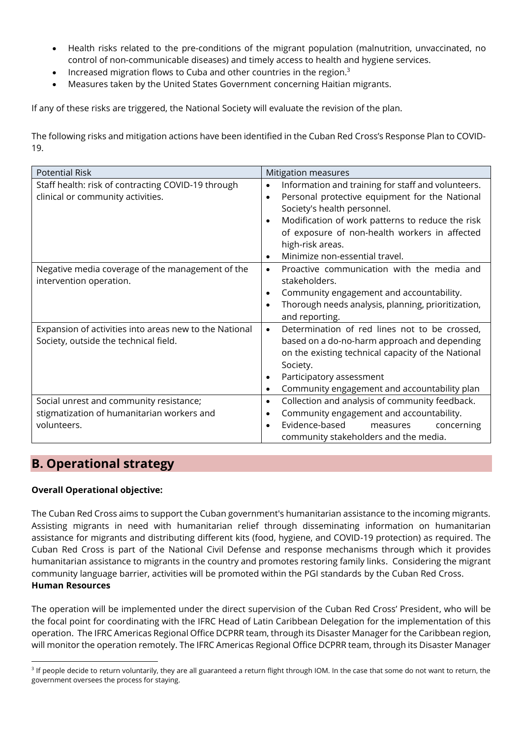- Health risks related to the pre-conditions of the migrant population (malnutrition, unvaccinated, no control of non-communicable diseases) and timely access to health and hygiene services.
- Increased migration flows to Cuba and other countries in the region.[3]
- Measures taken by the United States Government concerning Haitian migrants.

If any of these risks are triggered, the National Society will evaluate the revision of the plan.

The following risks and mitigation actions have been identified in the Cuban Red Cross's Response Plan to COVID-19.

| Potential Risk | Mitigation measures |
| --- | --- |
| Staff health: risk of contracting COVID-19 through clinical or community activities. | • Information and training for staff and volunteers.<br>• Personal protective equipment for the National Society's health personnel.<br>• Modification of work patterns to reduce the risk of exposure of non-health workers in affected high-risk areas.<br>• Minimize non-essential travel. |
| Negative media coverage of the management of the intervention operation. | • Proactive communication with the media and stakeholders.<br>• Community engagement and accountability.<br>• Thorough needs analysis, planning, prioritization, and reporting. |
| Expansion of activities into areas new to the National Society, outside the technical field. | • Determination of red lines not to be crossed, based on a do-no-harm approach and depending on the existing technical capacity of the National Society.<br>• Participatory assessment<br>• Community engagement and accountability plan |
| Social unrest and community resistance; stigmatization of humanitarian workers and volunteers. | • Collection and analysis of community feedback.<br>• Community engagement and accountability.<br>• Evidence-based measures concerning community stakeholders and the media. |

## B. Operational strategy

**Overall Operational objective:**

The Cuban Red Cross aims to support the Cuban government's humanitarian assistance to the incoming migrants. Assisting migrants in need with humanitarian relief through disseminating information on humanitarian assistance for migrants and distributing different kits (food, hygiene, and COVID-19 protection) as required. The Cuban Red Cross is part of the National Civil Defense and response mechanisms through which it provides humanitarian assistance to migrants in the country and promotes restoring family links. Considering the migrant community language barrier, activities will be promoted within the PGI standards by the Cuban Red Cross.

**Human Resources**

The operation will be implemented under the direct supervision of the Cuban Red Cross' President, who will be the focal point for coordinating with the IFRC Head of Latin Caribbean Delegation for the implementation of this operation. The IFRC Americas Regional Office DCPRR team, through its Disaster Manager for the Caribbean region, will monitor the operation remotely. The IFRC Americas Regional Office DCPRR team, through its Disaster Manager

---

[3] If people decide to return voluntarily, they are all guaranteed a return flight through IOM. In the case that some do not want to return, the government oversees the process for staying.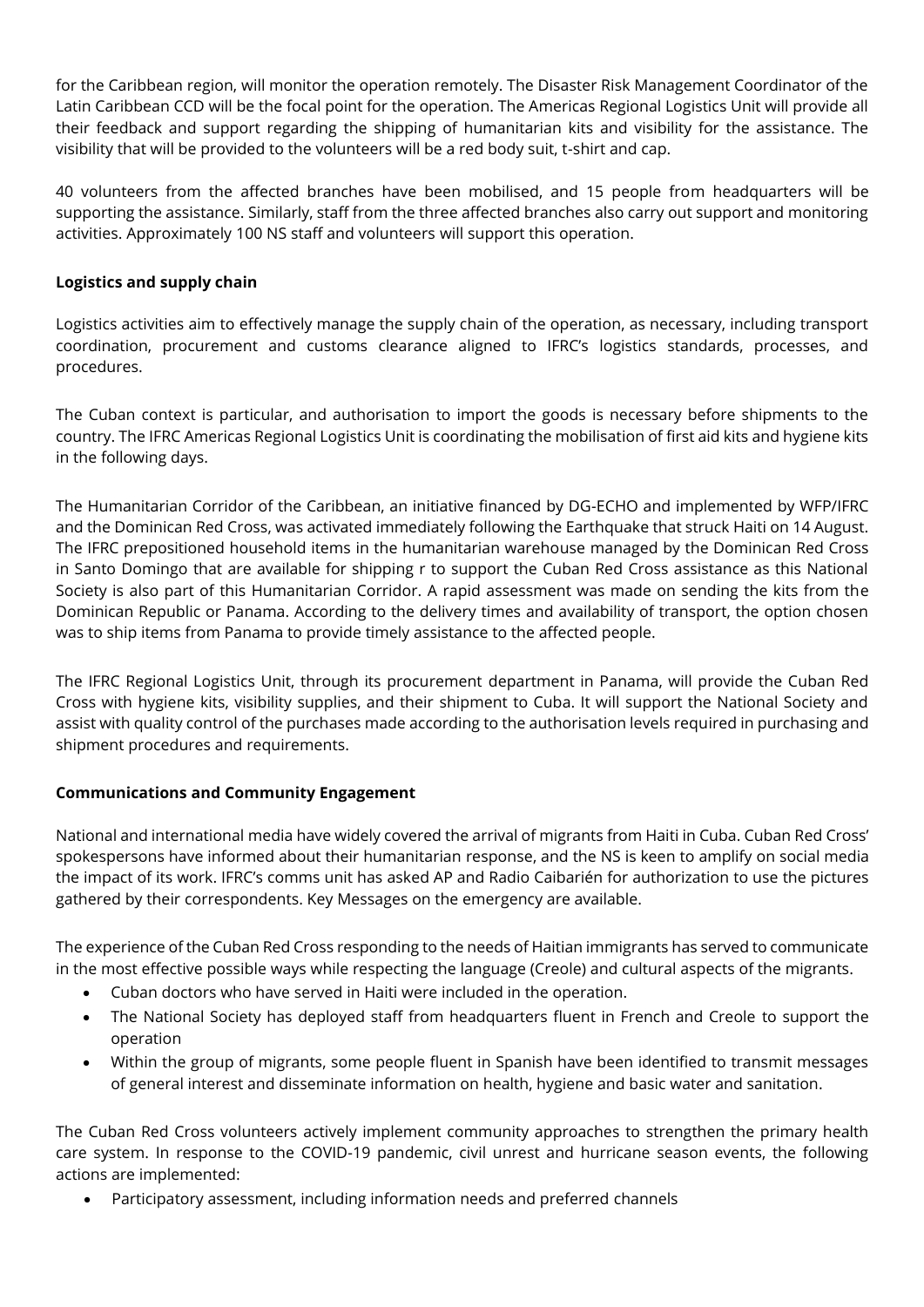for the Caribbean region, will monitor the operation remotely. The Disaster Risk Management Coordinator of the Latin Caribbean CCD will be the focal point for the operation. The Americas Regional Logistics Unit will provide all their feedback and support regarding the shipping of humanitarian kits and visibility for the assistance. The visibility that will be provided to the volunteers will be a red body suit, t-shirt and cap.

40 volunteers from the affected branches have been mobilised, and 15 people from headquarters will be supporting the assistance. Similarly, staff from the three affected branches also carry out support and monitoring activities. Approximately 100 NS staff and volunteers will support this operation.

**Logistics and supply chain**

Logistics activities aim to effectively manage the supply chain of the operation, as necessary, including transport coordination, procurement and customs clearance aligned to IFRC's logistics standards, processes, and procedures.

The Cuban context is particular, and authorisation to import the goods is necessary before shipments to the country. The IFRC Americas Regional Logistics Unit is coordinating the mobilisation of first aid kits and hygiene kits in the following days.

The Humanitarian Corridor of the Caribbean, an initiative financed by DG-ECHO and implemented by WFP/IFRC and the Dominican Red Cross, was activated immediately following the Earthquake that struck Haiti on 14 August. The IFRC prepositioned household items in the humanitarian warehouse managed by the Dominican Red Cross in Santo Domingo that are available for shipping r to support the Cuban Red Cross assistance as this National Society is also part of this Humanitarian Corridor. A rapid assessment was made on sending the kits from the Dominican Republic or Panama. According to the delivery times and availability of transport, the option chosen was to ship items from Panama to provide timely assistance to the affected people.

The IFRC Regional Logistics Unit, through its procurement department in Panama, will provide the Cuban Red Cross with hygiene kits, visibility supplies, and their shipment to Cuba. It will support the National Society and assist with quality control of the purchases made according to the authorisation levels required in purchasing and shipment procedures and requirements.

**Communications and Community Engagement**

National and international media have widely covered the arrival of migrants from Haiti in Cuba. Cuban Red Cross' spokespersons have informed about their humanitarian response, and the NS is keen to amplify on social media the impact of its work. IFRC's comms unit has asked AP and Radio Caibarién for authorization to use the pictures gathered by their correspondents. Key Messages on the emergency are available.

The experience of the Cuban Red Cross responding to the needs of Haitian immigrants has served to communicate in the most effective possible ways while respecting the language (Creole) and cultural aspects of the migrants.

- Cuban doctors who have served in Haiti were included in the operation.
- The National Society has deployed staff from headquarters fluent in French and Creole to support the operation
- Within the group of migrants, some people fluent in Spanish have been identified to transmit messages of general interest and disseminate information on health, hygiene and basic water and sanitation.

The Cuban Red Cross volunteers actively implement community approaches to strengthen the primary health care system. In response to the COVID-19 pandemic, civil unrest and hurricane season events, the following actions are implemented:

- Participatory assessment, including information needs and preferred channels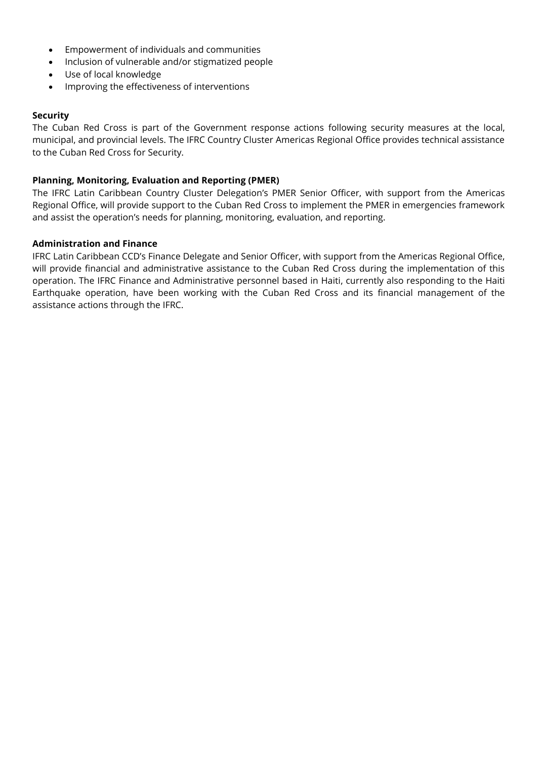- Empowerment of individuals and communities
- Inclusion of vulnerable and/or stigmatized people
- Use of local knowledge
- Improving the effectiveness of interventions

**Security**

The Cuban Red Cross is part of the Government response actions following security measures at the local, municipal, and provincial levels. The IFRC Country Cluster Americas Regional Office provides technical assistance to the Cuban Red Cross for Security.

**Planning, Monitoring, Evaluation and Reporting (PMER)**

The IFRC Latin Caribbean Country Cluster Delegation's PMER Senior Officer, with support from the Americas Regional Office, will provide support to the Cuban Red Cross to implement the PMER in emergencies framework and assist the operation's needs for planning, monitoring, evaluation, and reporting.

**Administration and Finance**

IFRC Latin Caribbean CCD's Finance Delegate and Senior Officer, with support from the Americas Regional Office, will provide financial and administrative assistance to the Cuban Red Cross during the implementation of this operation. The IFRC Finance and Administrative personnel based in Haiti, currently also responding to the Haiti Earthquake operation, have been working with the Cuban Red Cross and its financial management of the assistance actions through the IFRC.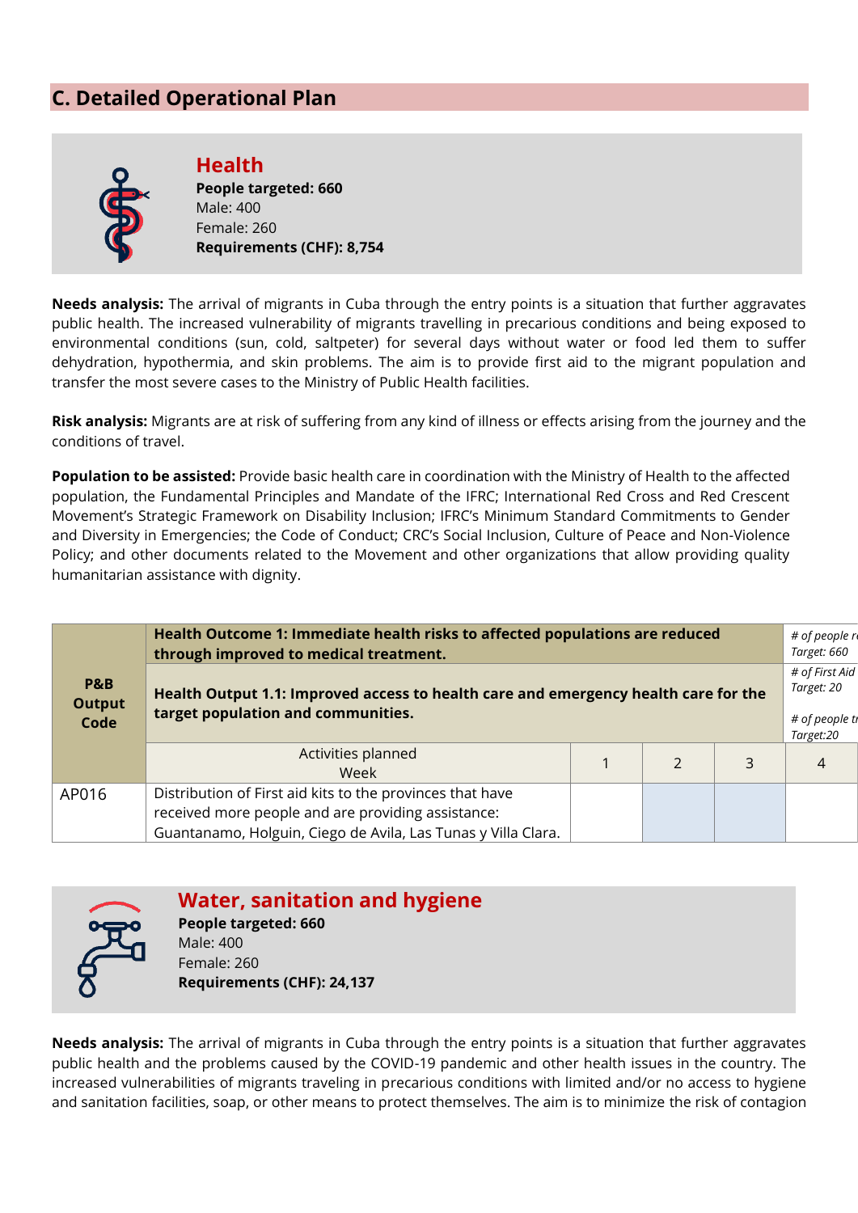## C. Detailed Operational Plan

### Health

**People targeted: 660**
Male: 400
Female: 260
**Requirements (CHF): 8,754**

**Needs analysis:** The arrival of migrants in Cuba through the entry points is a situation that further aggravates public health. The increased vulnerability of migrants travelling in precarious conditions and being exposed to environmental conditions (sun, cold, saltpeter) for several days without water or food led them to suffer dehydration, hypothermia, and skin problems. The aim is to provide first aid to the migrant population and transfer the most severe cases to the Ministry of Public Health facilities.

**Risk analysis:** Migrants are at risk of suffering from any kind of illness or effects arising from the journey and the conditions of travel.

**Population to be assisted:** Provide basic health care in coordination with the Ministry of Health to the affected population, the Fundamental Principles and Mandate of the IFRC; International Red Cross and Red Crescent Movement's Strategic Framework on Disability Inclusion; IFRC's Minimum Standard Commitments to Gender and Diversity in Emergencies; the Code of Conduct; CRC's Social Inclusion, Culture of Peace and Non-Violence Policy; and other documents related to the Movement and other organizations that allow providing quality humanitarian assistance with dignity.

| P&B Output Code | **Health Outcome 1: Immediate health risks to affected populations are reduced through improved to medical treatment.** | | | | *# of people r* *Target: 660* |
|---|---|---|---|---|---|
| | **Health Output 1.1: Improved access to health care and emergency health care for the target population and communities.** | | | | *# of First Aid* *Target: 20* *# of people tr* *Target:20* |
| | Activities planned Week | 1 | 2 | 3 | 4 |
| AP016 | Distribution of First aid kits to the provinces that have received more people and are providing assistance: Guantanamo, Holguin, Ciego de Avila, Las Tunas y Villa Clara. | | | | |

### Water, sanitation and hygiene

**People targeted: 660**
Male: 400
Female: 260
**Requirements (CHF): 24,137**

**Needs analysis:** The arrival of migrants in Cuba through the entry points is a situation that further aggravates public health and the problems caused by the COVID-19 pandemic and other health issues in the country. The increased vulnerabilities of migrants traveling in precarious conditions with limited and/or no access to hygiene and sanitation facilities, soap, or other means to protect themselves. The aim is to minimize the risk of contagion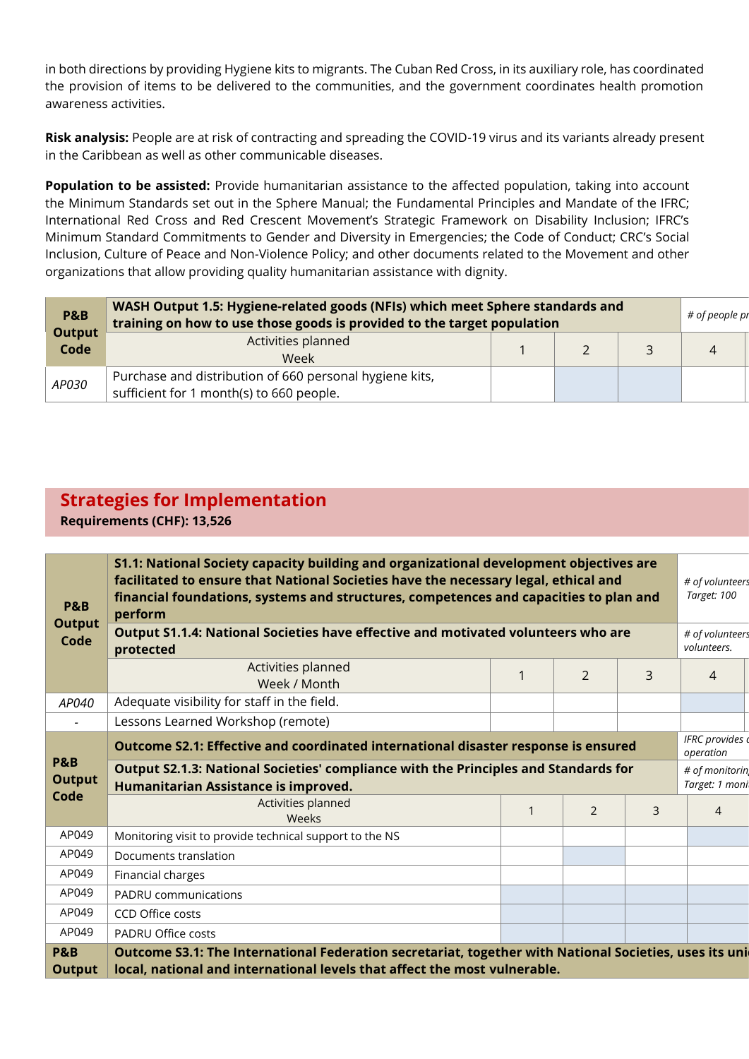in both directions by providing Hygiene kits to migrants. The Cuban Red Cross, in its auxiliary role, has coordinated the provision of items to be delivered to the communities, and the government coordinates health promotion awareness activities.

**Risk analysis:** People are at risk of contracting and spreading the COVID-19 virus and its variants already present in the Caribbean as well as other communicable diseases.

**Population to be assisted:** Provide humanitarian assistance to the affected population, taking into account the Minimum Standards set out in the Sphere Manual; the Fundamental Principles and Mandate of the IFRC; International Red Cross and Red Crescent Movement's Strategic Framework on Disability Inclusion; IFRC's Minimum Standard Commitments to Gender and Diversity in Emergencies; the Code of Conduct; CRC's Social Inclusion, Culture of Peace and Non-Violence Policy; and other documents related to the Movement and other organizations that allow providing quality humanitarian assistance with dignity.

| P&B Output Code | WASH Output 1.5: Hygiene-related goods (NFIs) which meet Sphere standards and training on how to use those goods is provided to the target population | | | | *# of people pr* |
|---|---|---|---|---|---|
| | Activities planned<br>Week | 1 | 2 | 3 | 4 |
| *AP030* | Purchase and distribution of 660 personal hygiene kits, sufficient for 1 month(s) to 660 people. | | | | |

## Strategies for Implementation

**Requirements (CHF): 13,526**

| P&B Output Code | S1.1: National Society capacity building and organizational development objectives are facilitated to ensure that National Societies have the necessary legal, ethical and financial foundations, systems and structures, competences and capacities to plan and perform | | | | *# of volunteers*<br>*Target: 100* |
|---|---|---|---|---|---|
| | **Output S1.1.4: National Societies have effective and motivated volunteers who are protected** | | | | *# of volunteers*<br>*volunteers.* |
| | Activities planned<br>Week / Month | 1 | 2 | 3 | 4 |
| *AP040* | Adequate visibility for staff in the field. | | | | |
| - | Lessons Learned Workshop (remote) | | | | |
| **P&B Output Code** | **Outcome S2.1: Effective and coordinated international disaster response is ensured** | | | | *IFRC provides c*<br>*operation* |
| | **Output S2.1.3: National Societies' compliance with the Principles and Standards for Humanitarian Assistance is improved.** | | | | *# of monitorin*<br>*Target: 1 moni* |
| | Activities planned<br>Weeks | 1 | 2 | 3 | 4 |
| AP049 | Monitoring visit to provide technical support to the NS | | | | |
| AP049 | Documents translation | | | | |
| AP049 | Financial charges | | | | |
| AP049 | PADRU communications | | | | |
| AP049 | CCD Office costs | | | | |
| AP049 | PADRU Office costs | | | | |
| **P&B Output** | **Outcome S3.1: The International Federation secretariat, together with National Societies, uses its uni local, national and international levels that affect the most vulnerable.** | | | | |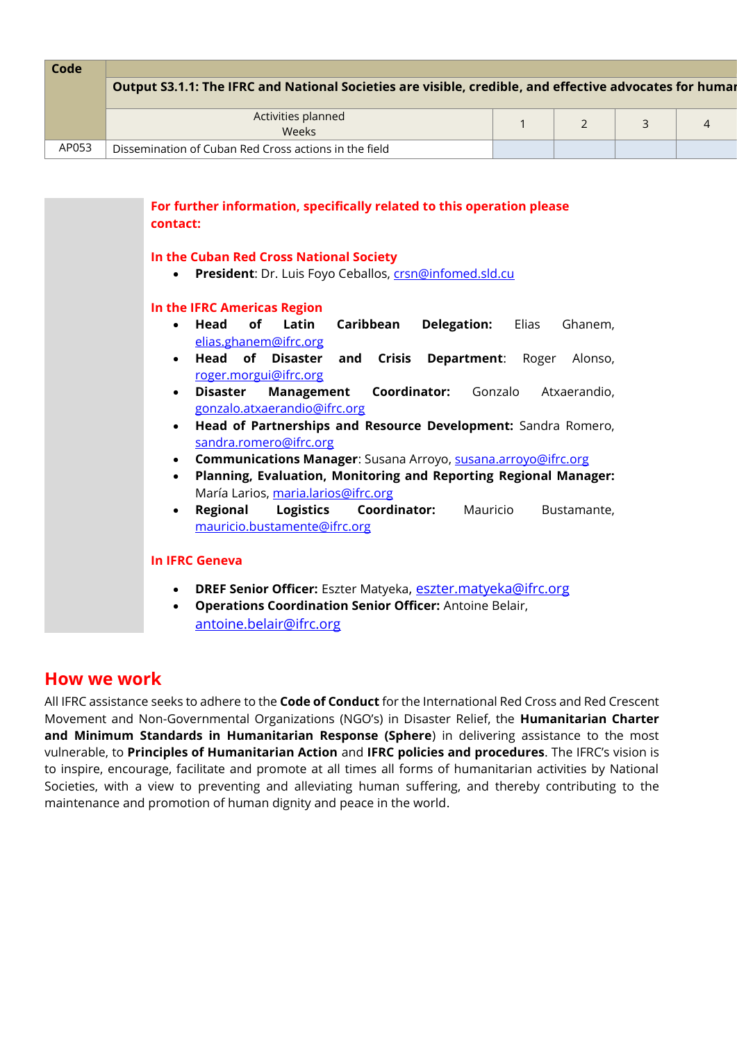| Code | | | | | |
|---|---|---|---|---|---|
| | **Output S3.1.1: The IFRC and National Societies are visible, credible, and effective advocates for humar** | | | | |
| | Activities planned<br>Weeks | 1 | 2 | 3 | 4 |
| AP053 | Dissemination of Cuban Red Cross actions in the field | | | | |

**For further information, specifically related to this operation please contact:**

**In the Cuban Red Cross National Society**

- **President**: Dr. Luis Foyo Ceballos, crsn@infomed.sld.cu

**In the IFRC Americas Region**

- **Head of Latin Caribbean Delegation:** Elias Ghanem, elias.ghanem@ifrc.org
- **Head of Disaster and Crisis Department**: Roger Alonso, roger.morgui@ifrc.org
- **Disaster Management Coordinator:** Gonzalo Atxaerandio, gonzalo.atxaerandio@ifrc.org
- **Head of Partnerships and Resource Development:** Sandra Romero, sandra.romero@ifrc.org
- **Communications Manager**: Susana Arroyo, susana.arroyo@ifrc.org
- **Planning, Evaluation, Monitoring and Reporting Regional Manager:** María Larios, maria.larios@ifrc.org
- **Regional Logistics Coordinator:** Mauricio Bustamante, mauricio.bustamante@ifrc.org

**In IFRC Geneva**

- **DREF Senior Officer:** Eszter Matyeka, eszter.matyeka@ifrc.org
- **Operations Coordination Senior Officer:** Antoine Belair, antoine.belair@ifrc.org

## How we work

All IFRC assistance seeks to adhere to the **Code of Conduct** for the International Red Cross and Red Crescent Movement and Non-Governmental Organizations (NGO's) in Disaster Relief, the **Humanitarian Charter and Minimum Standards in Humanitarian Response (Sphere**) in delivering assistance to the most vulnerable, to **Principles of Humanitarian Action** and **IFRC policies and procedures**. The IFRC's vision is to inspire, encourage, facilitate and promote at all times all forms of humanitarian activities by National Societies, with a view to preventing and alleviating human suffering, and thereby contributing to the maintenance and promotion of human dignity and peace in the world.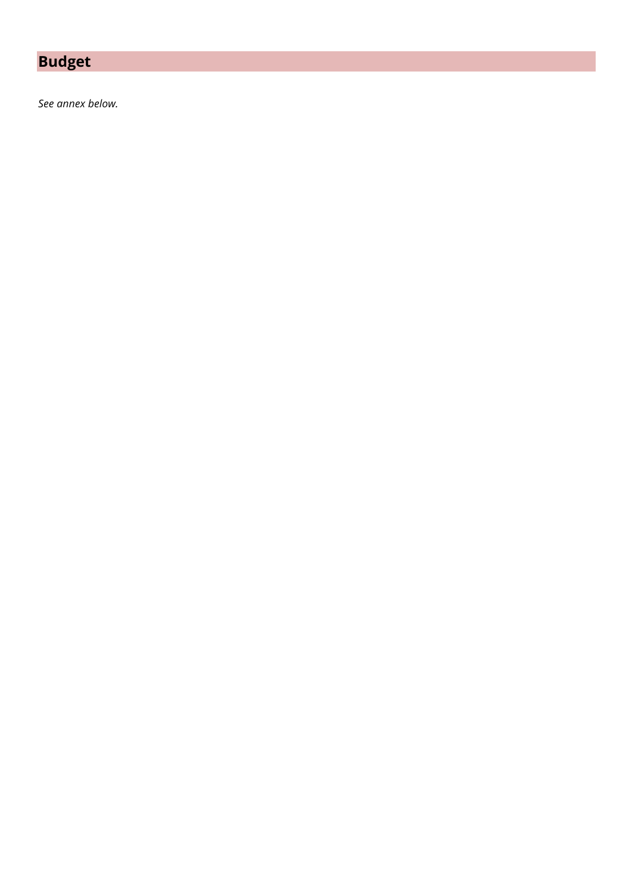## Budget

*See annex below.*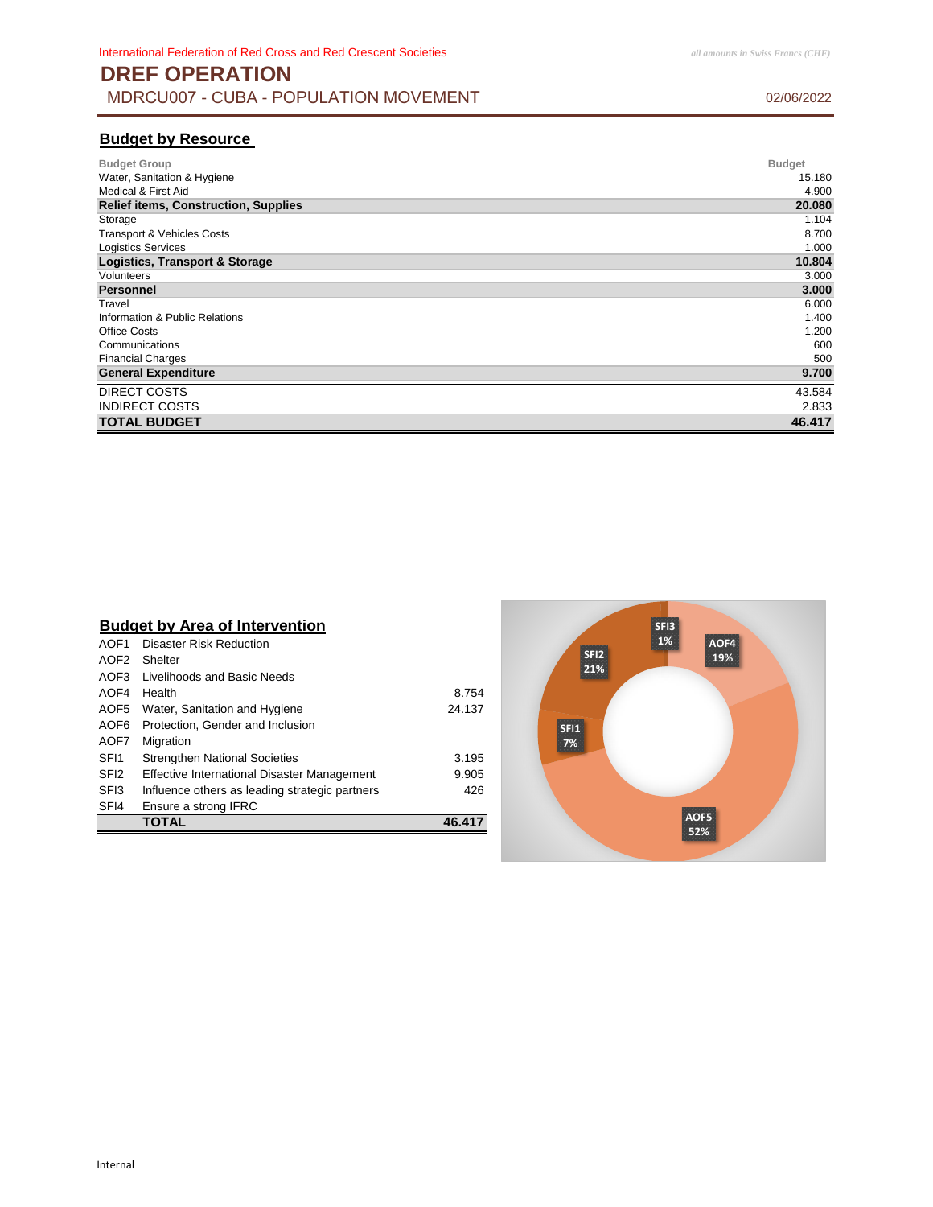International Federation of Red Cross and Red Crescent Societies

*all amounts in Swiss Francs (CHF)*

# DREF OPERATION

MDRCU007 - CUBA - POPULATION MOVEMENT

02/06/2022

## Budget by Resource

| Budget Group | Budget |
|---|---|
| Water, Sanitation & Hygiene | 15.180 |
| Medical & First Aid | 4.900 |
| **Relief items, Construction, Supplies** | **20.080** |
| Storage | 1.104 |
| Transport & Vehicles Costs | 8.700 |
| Logistics Services | 1.000 |
| **Logistics, Transport & Storage** | **10.804** |
| Volunteers | 3.000 |
| **Personnel** | **3.000** |
| Travel | 6.000 |
| Information & Public Relations | 1.400 |
| Office Costs | 1.200 |
| Communications | 600 |
| Financial Charges | 500 |
| **General Expenditure** | **9.700** |
| DIRECT COSTS | 43.584 |
| INDIRECT COSTS | 2.833 |
| **TOTAL BUDGET** | **46.417** |

## Budget by Area of Intervention

| | | |
|---|---|---|
| AOF1 | Disaster Risk Reduction | |
| AOF2 | Shelter | |
| AOF3 | Livelihoods and Basic Needs | |
| AOF4 | Health | 8.754 |
| AOF5 | Water, Sanitation and Hygiene | 24.137 |
| AOF6 | Protection, Gender and Inclusion | |
| AOF7 | Migration | |
| SFI1 | Strengthen National Societies | 3.195 |
| SFI2 | Effective International Disaster Management | 9.905 |
| SFI3 | Influence others as leading strategic partners | 426 |
| SFI4 | Ensure a strong IFRC | |
| | **TOTAL** | **46.417** |

SFI3 1%

AOF4 19%

SFI2 21%

SFI1 7%

AOF5 52%

Internal